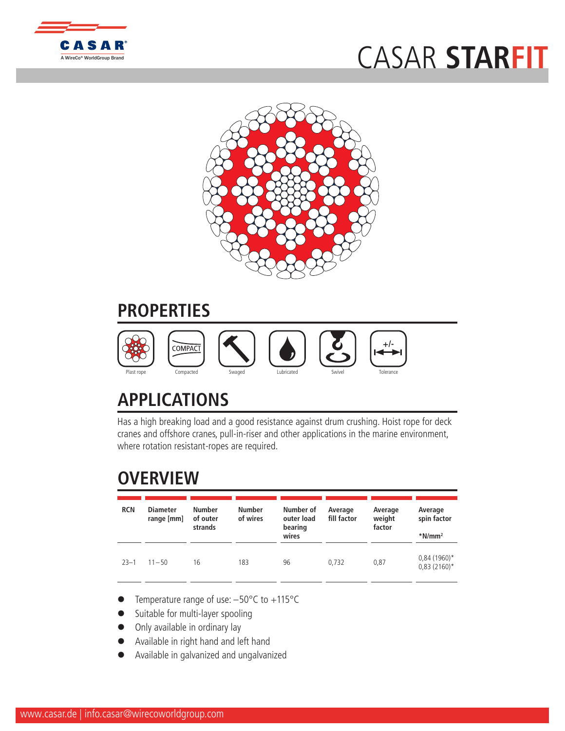# CASAR STARFIT

## PROPERTIES

Plast rope | Compacted | Swaged | Lubricated | Swivel | Tolerance

## APPLICATIONS

Has a high breaking load and a good resistance against drum crushing. Hoist rope for deck cranes and offshore cranes, pull-in-riser and other applications in the marine environment, where rotation resistant-ropes are required.

## OVERVIEW

| RCN | Diameter range [mm] | Number of outer strands | Number of wires | Number of outer load bearing wires | Average fill factor | Average weight factor | Average spin factor *N/mm² |
|---|---|---|---|---|---|---|---|
| 23–1 | 11 – 50 | 16 | 183 | 96 | 0,732 | 0,87 | 0,84 (1960)* 0,83 (2160)* |

- Temperature range of use: –50°C to +115°C
- Suitable for multi-layer spooling
- Only available in ordinary lay
- Available in right hand and left hand
- Available in galvanized and ungalvanized

www.casar.de | info.casar@wirecoworldgroup.com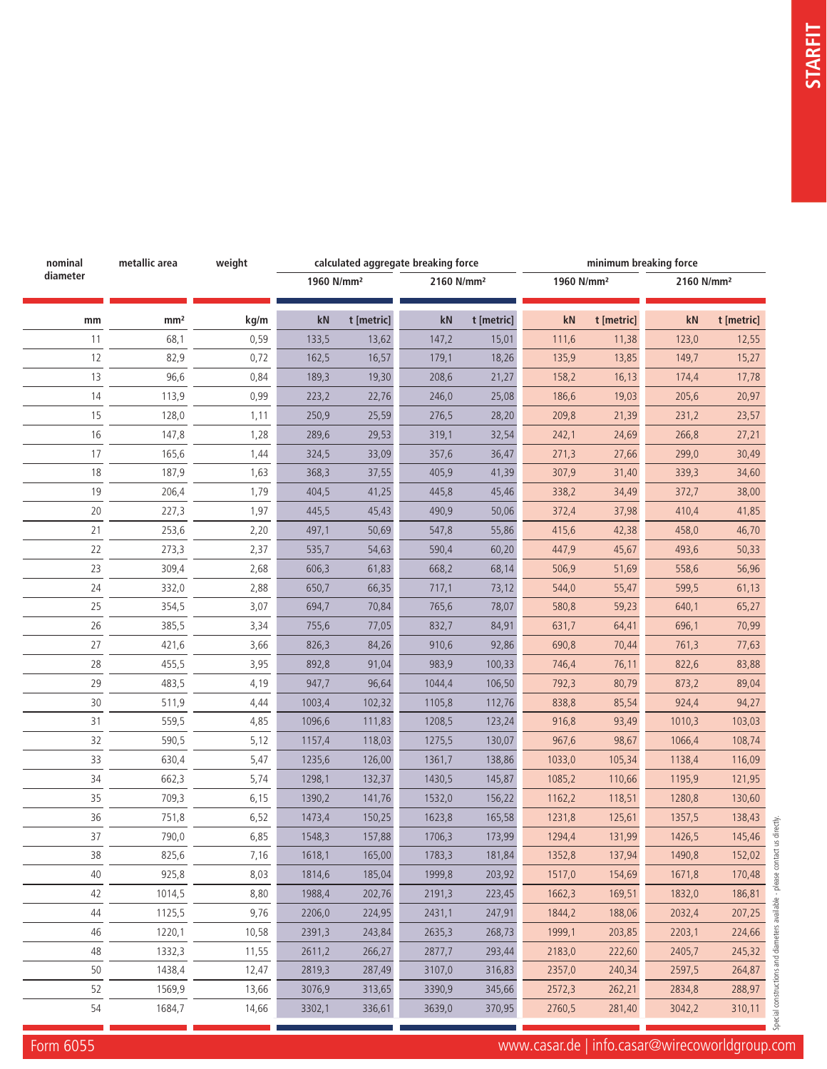STARFIT

| nominal diameter | metallic area | weight | calculated aggregate breaking force | | | | minimum breaking force | | | |
|---|---|---|---|---|---|---|---|---|---|---|
| | | | 1960 N/mm² | | 2160 N/mm² | | 1960 N/mm² | | 2160 N/mm² | |
| mm | mm² | kg/m | kN | t [metric] | kN | t [metric] | kN | t [metric] | kN | t [metric] |
| 11 | 68,1 | 0,59 | 133,5 | 13,62 | 147,2 | 15,01 | 111,6 | 11,38 | 123,0 | 12,55 |
| 12 | 82,9 | 0,72 | 162,5 | 16,57 | 179,1 | 18,26 | 135,9 | 13,85 | 149,7 | 15,27 |
| 13 | 96,6 | 0,84 | 189,3 | 19,30 | 208,6 | 21,27 | 158,2 | 16,13 | 174,4 | 17,78 |
| 14 | 113,9 | 0,99 | 223,2 | 22,76 | 246,0 | 25,08 | 186,6 | 19,03 | 205,6 | 20,97 |
| 15 | 128,0 | 1,11 | 250,9 | 25,59 | 276,5 | 28,20 | 209,8 | 21,39 | 231,2 | 23,57 |
| 16 | 147,8 | 1,28 | 289,6 | 29,53 | 319,1 | 32,54 | 242,1 | 24,69 | 266,8 | 27,21 |
| 17 | 165,6 | 1,44 | 324,5 | 33,09 | 357,6 | 36,47 | 271,3 | 27,66 | 299,0 | 30,49 |
| 18 | 187,9 | 1,63 | 368,3 | 37,55 | 405,9 | 41,39 | 307,9 | 31,40 | 339,3 | 34,60 |
| 19 | 206,4 | 1,79 | 404,5 | 41,25 | 445,8 | 45,46 | 338,2 | 34,49 | 372,7 | 38,00 |
| 20 | 227,3 | 1,97 | 445,5 | 45,43 | 490,9 | 50,06 | 372,4 | 37,98 | 410,4 | 41,85 |
| 21 | 253,6 | 2,20 | 497,1 | 50,69 | 547,8 | 55,86 | 415,6 | 42,38 | 458,0 | 46,70 |
| 22 | 273,3 | 2,37 | 535,7 | 54,63 | 590,4 | 60,20 | 447,9 | 45,67 | 493,6 | 50,33 |
| 23 | 309,4 | 2,68 | 606,3 | 61,83 | 668,2 | 68,14 | 506,9 | 51,69 | 558,6 | 56,96 |
| 24 | 332,0 | 2,88 | 650,7 | 66,35 | 717,1 | 73,12 | 544,0 | 55,47 | 599,5 | 61,13 |
| 25 | 354,5 | 3,07 | 694,7 | 70,84 | 765,6 | 78,07 | 580,8 | 59,23 | 640,1 | 65,27 |
| 26 | 385,5 | 3,34 | 755,6 | 77,05 | 832,7 | 84,91 | 631,7 | 64,41 | 696,1 | 70,99 |
| 27 | 421,6 | 3,66 | 826,3 | 84,26 | 910,6 | 92,86 | 690,8 | 70,44 | 761,3 | 77,63 |
| 28 | 455,5 | 3,95 | 892,8 | 91,04 | 983,9 | 100,33 | 746,4 | 76,11 | 822,6 | 83,88 |
| 29 | 483,5 | 4,19 | 947,7 | 96,64 | 1044,4 | 106,50 | 792,3 | 80,79 | 873,2 | 89,04 |
| 30 | 511,9 | 4,44 | 1003,4 | 102,32 | 1105,8 | 112,76 | 838,8 | 85,54 | 924,4 | 94,27 |
| 31 | 559,5 | 4,85 | 1096,6 | 111,83 | 1208,5 | 123,24 | 916,8 | 93,49 | 1010,3 | 103,03 |
| 32 | 590,5 | 5,12 | 1157,4 | 118,03 | 1275,5 | 130,07 | 967,6 | 98,67 | 1066,4 | 108,74 |
| 33 | 630,4 | 5,47 | 1235,6 | 126,00 | 1361,7 | 138,86 | 1033,0 | 105,34 | 1138,4 | 116,09 |
| 34 | 662,3 | 5,74 | 1298,1 | 132,37 | 1430,5 | 145,87 | 1085,2 | 110,66 | 1195,9 | 121,95 |
| 35 | 709,3 | 6,15 | 1390,2 | 141,76 | 1532,0 | 156,22 | 1162,2 | 118,51 | 1280,8 | 130,60 |
| 36 | 751,8 | 6,52 | 1473,4 | 150,25 | 1623,8 | 165,58 | 1231,8 | 125,61 | 1357,5 | 138,43 |
| 37 | 790,0 | 6,85 | 1548,3 | 157,88 | 1706,3 | 173,99 | 1294,4 | 131,99 | 1426,5 | 145,46 |
| 38 | 825,6 | 7,16 | 1618,1 | 165,00 | 1783,3 | 181,84 | 1352,8 | 137,94 | 1490,8 | 152,02 |
| 40 | 925,8 | 8,03 | 1814,6 | 185,04 | 1999,8 | 203,92 | 1517,0 | 154,69 | 1671,8 | 170,48 |
| 42 | 1014,5 | 8,80 | 1988,4 | 202,76 | 2191,3 | 223,45 | 1662,3 | 169,51 | 1832,0 | 186,81 |
| 44 | 1125,5 | 9,76 | 2206,0 | 224,95 | 2431,1 | 247,91 | 1844,2 | 188,06 | 2032,4 | 207,25 |
| 46 | 1220,1 | 10,58 | 2391,3 | 243,84 | 2635,3 | 268,73 | 1999,1 | 203,85 | 2203,1 | 224,66 |
| 48 | 1332,3 | 11,55 | 2611,2 | 266,27 | 2877,7 | 293,44 | 2183,0 | 222,60 | 2405,7 | 245,32 |
| 50 | 1438,4 | 12,47 | 2819,3 | 287,49 | 3107,0 | 316,83 | 2357,0 | 240,34 | 2597,5 | 264,87 |
| 52 | 1569,9 | 13,66 | 3076,9 | 313,65 | 3390,9 | 345,66 | 2572,3 | 262,21 | 2834,8 | 288,97 |
| 54 | 1684,7 | 14,66 | 3302,1 | 336,61 | 3639,0 | 370,95 | 2760,5 | 281,40 | 3042,2 | 310,11 |

Special constructions and diameters available - please contact us directly.

Form 6055

www.casar.de | info.casar@wirecoworldgroup.com